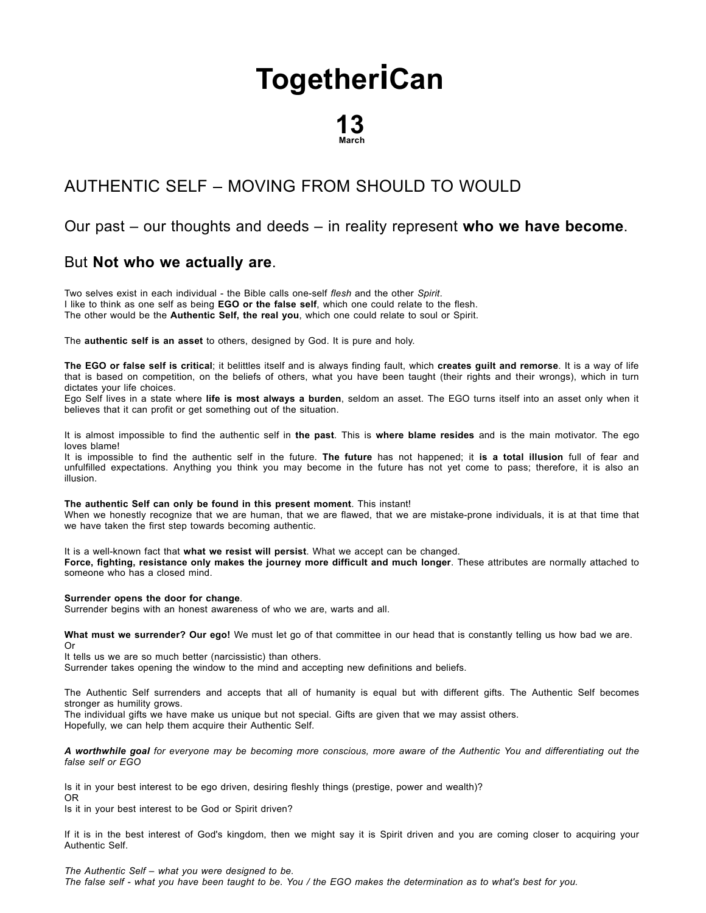# TogetheriCan

**13**
**March**

## AUTHENTIC SELF – MOVING FROM SHOULD TO WOULD

### Our past – our thoughts and deeds – in reality represent **who we have become**.

### But **Not who we actually are**.

Two selves exist in each individual - the Bible calls one-self *flesh* and the other *Spirit*.
I like to think as one self as being **EGO or the false self**, which one could relate to the flesh.
The other would be the **Authentic Self, the real you**, which one could relate to soul or Spirit.

The **authentic self is an asset** to others, designed by God. It is pure and holy.

**The EGO or false self is critical**; it belittles itself and is always finding fault, which **creates guilt and remorse**. It is a way of life that is based on competition, on the beliefs of others, what you have been taught (their rights and their wrongs), which in turn dictates your life choices.
Ego Self lives in a state where **life is most always a burden**, seldom an asset. The EGO turns itself into an asset only when it believes that it can profit or get something out of the situation.

It is almost impossible to find the authentic self in **the past**. This is **where blame resides** and is the main motivator. The ego loves blame!
It is impossible to find the authentic self in the future. **The future** has not happened; it **is a total illusion** full of fear and unfulfilled expectations. Anything you think you may become in the future has not yet come to pass; therefore, it is also an illusion.

**The authentic Self can only be found in this present moment**. This instant!
When we honestly recognize that we are human, that we are flawed, that we are mistake-prone individuals, it is at that time that we have taken the first step towards becoming authentic.

It is a well-known fact that **what we resist will persist**. What we accept can be changed.
**Force, fighting, resistance only makes the journey more difficult and much longer**. These attributes are normally attached to someone who has a closed mind.

**Surrender opens the door for change**.
Surrender begins with an honest awareness of who we are, warts and all.

**What must we surrender? Our ego!** We must let go of that committee in our head that is constantly telling us how bad we are.
Or
It tells us we are so much better (narcissistic) than others.
Surrender takes opening the window to the mind and accepting new definitions and beliefs.

The Authentic Self surrenders and accepts that all of humanity is equal but with different gifts. The Authentic Self becomes stronger as humility grows.
The individual gifts we have make us unique but not special. Gifts are given that we may assist others.
Hopefully, we can help them acquire their Authentic Self.

***A worthwhile goal*** *for everyone may be becoming more conscious, more aware of the Authentic You and differentiating out the false self or EGO*

Is it in your best interest to be ego driven, desiring fleshly things (prestige, power and wealth)?
OR
Is it in your best interest to be God or Spirit driven?

If it is in the best interest of God's kingdom, then we might say it is Spirit driven and you are coming closer to acquiring your Authentic Self.

*The Authentic Self – what you were designed to be.*
*The false self - what you have been taught to be. You / the EGO makes the determination as to what's best for you.*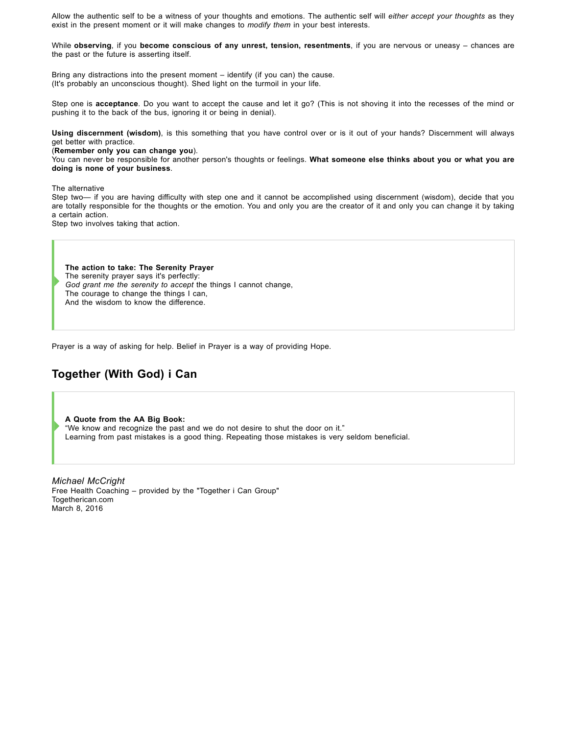Allow the authentic self to be a witness of your thoughts and emotions. The authentic self will *either accept your thoughts* as they exist in the present moment or it will make changes to *modify them* in your best interests.

While **observing**, if you **become conscious of any unrest, tension, resentments**, if you are nervous or uneasy – chances are the past or the future is asserting itself.

Bring any distractions into the present moment – identify (if you can) the cause.
(It's probably an unconscious thought). Shed light on the turmoil in your life.

Step one is **acceptance**. Do you want to accept the cause and let it go? (This is not shoving it into the recesses of the mind or pushing it to the back of the bus, ignoring it or being in denial).

**Using discernment (wisdom)**, is this something that you have control over or is it out of your hands? Discernment will always get better with practice.
(**Remember only you can change you**).
You can never be responsible for another person's thoughts or feelings. **What someone else thinks about you or what you are doing is none of your business**.

The alternative
Step two— if you are having difficulty with step one and it cannot be accomplished using discernment (wisdom), decide that you are totally responsible for the thoughts or the emotion. You and only you are the creator of it and only you can change it by taking a certain action.
Step two involves taking that action.

> **The action to take: The Serenity Prayer**
> The serenity prayer says it's perfectly:
> *God grant me the serenity to accept* the things I cannot change,
> The courage to change the things I can,
> And the wisdom to know the difference.

Prayer is a way of asking for help. Belief in Prayer is a way of providing Hope.

## Together (With God) i Can

> **A Quote from the AA Big Book:**
> "We know and recognize the past and we do not desire to shut the door on it."
> Learning from past mistakes is a good thing. Repeating those mistakes is very seldom beneficial.

*Michael McCright*
Free Health Coaching – provided by the "Together i Can Group"
Togetherican.com
March 8, 2016